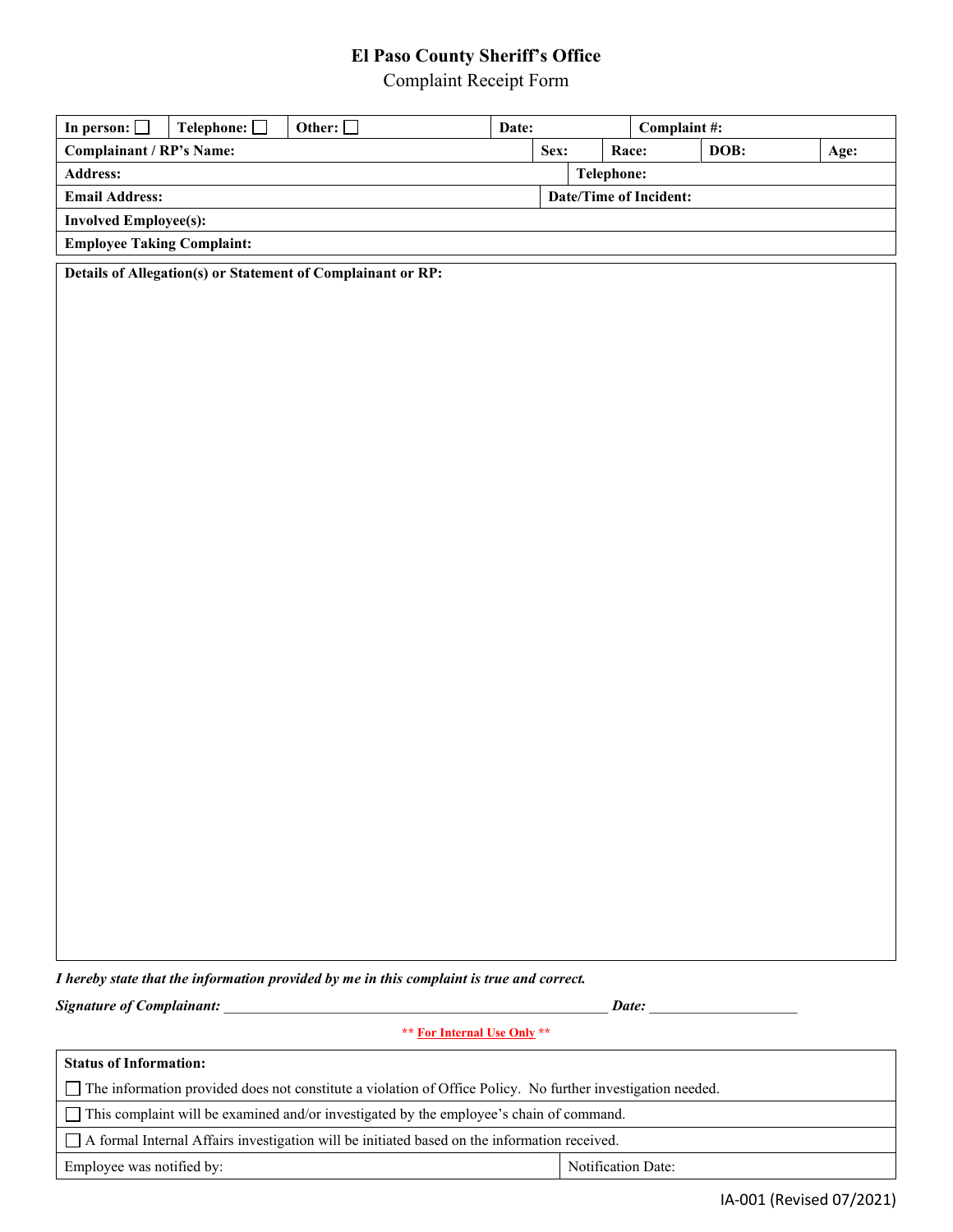# El Paso County Sheriff's Office

Complaint Receipt Form

| In person: ☐ | Telephone: ☐ | Other: ☐ | Date: | Complaint #: |
|---|---|---|---|---|

| Complainant / RP's Name: | Sex: | Race: | DOB: | Age: |
|---|---|---|---|---|
| Address: | | Telephone: | | |
| Email Address: | | Date/Time of Incident: | | |
| Involved Employee(s): | | | | |
| Employee Taking Complaint: | | | | |

**Details of Allegation(s) or Statement of Complainant or RP:**

*I hereby state that the information provided by me in this complaint is true and correct.*

***Signature of Complainant:*** ______________________________________________________ ***Date:*** ____________________

**\*\* For Internal Use Only \*\***

| **Status of Information:** | |
|---|---|
| ☐ The information provided does not constitute a violation of Office Policy. No further investigation needed. | |
| ☐ This complaint will be examined and/or investigated by the employee's chain of command. | |
| ☐ A formal Internal Affairs investigation will be initiated based on the information received. | |
| Employee was notified by: | Notification Date: |

IA-001 (Revised 07/2021)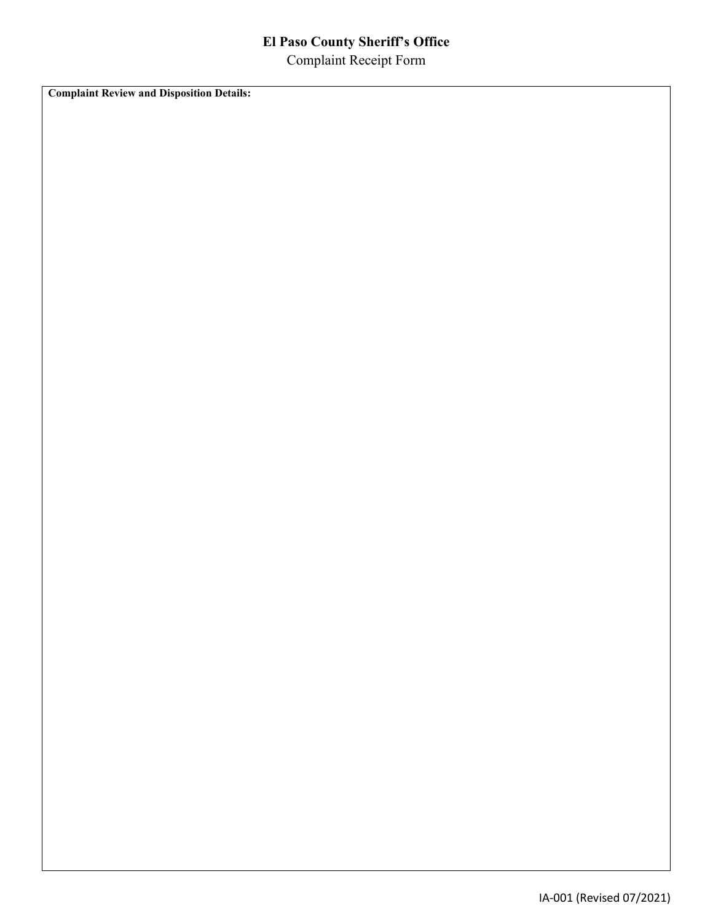# El Paso County Sheriff's Office

Complaint Receipt Form

**Complaint Review and Disposition Details:**

IA-001 (Revised 07/2021)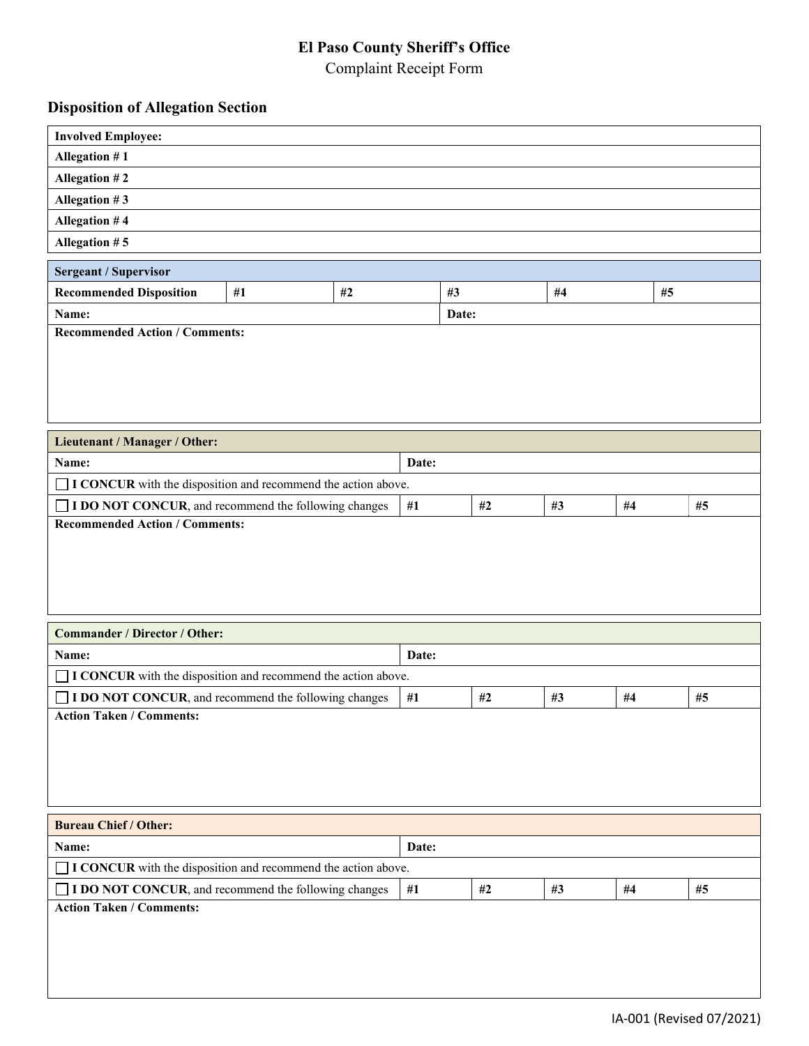# El Paso County Sheriff's Office

Complaint Receipt Form

## Disposition of Allegation Section

| **Involved Employee:** |
|---|
| **Allegation # 1** |
| **Allegation # 2** |
| **Allegation # 3** |
| **Allegation # 4** |
| **Allegation # 5** |

| **Sergeant / Supervisor** | | | | | |
|---|---|---|---|---|---|
| **Recommended Disposition** | **#1** | **#2** | **#3** | **#4** | **#5** |
| **Name:** | | | **Date:** | | |
| **Recommended Action / Comments:** | | | | | |

| **Lieutenant / Manager / Other:** | | | | | |
|---|---|---|---|---|---|
| **Name:** | **Date:** | | | | |
| ☐ **I CONCUR** with the disposition and recommend the action above. | | | | | |
| ☐ **I DO NOT CONCUR**, and recommend the following changes | **#1** | **#2** | **#3** | **#4** | **#5** |
| **Recommended Action / Comments:** | | | | | |

| **Commander / Director / Other:** | | | | | |
|---|---|---|---|---|---|
| **Name:** | **Date:** | | | | |
| ☐ **I CONCUR** with the disposition and recommend the action above. | | | | | |
| ☐ **I DO NOT CONCUR**, and recommend the following changes | **#1** | **#2** | **#3** | **#4** | **#5** |
| **Action Taken / Comments:** | | | | | |

| **Bureau Chief / Other:** | | | | | |
|---|---|---|---|---|---|
| **Name:** | **Date:** | | | | |
| ☐ **I CONCUR** with the disposition and recommend the action above. | | | | | |
| ☐ **I DO NOT CONCUR**, and recommend the following changes | **#1** | **#2** | **#3** | **#4** | **#5** |
| **Action Taken / Comments:** | | | | | |

IA-001 (Revised 07/2021)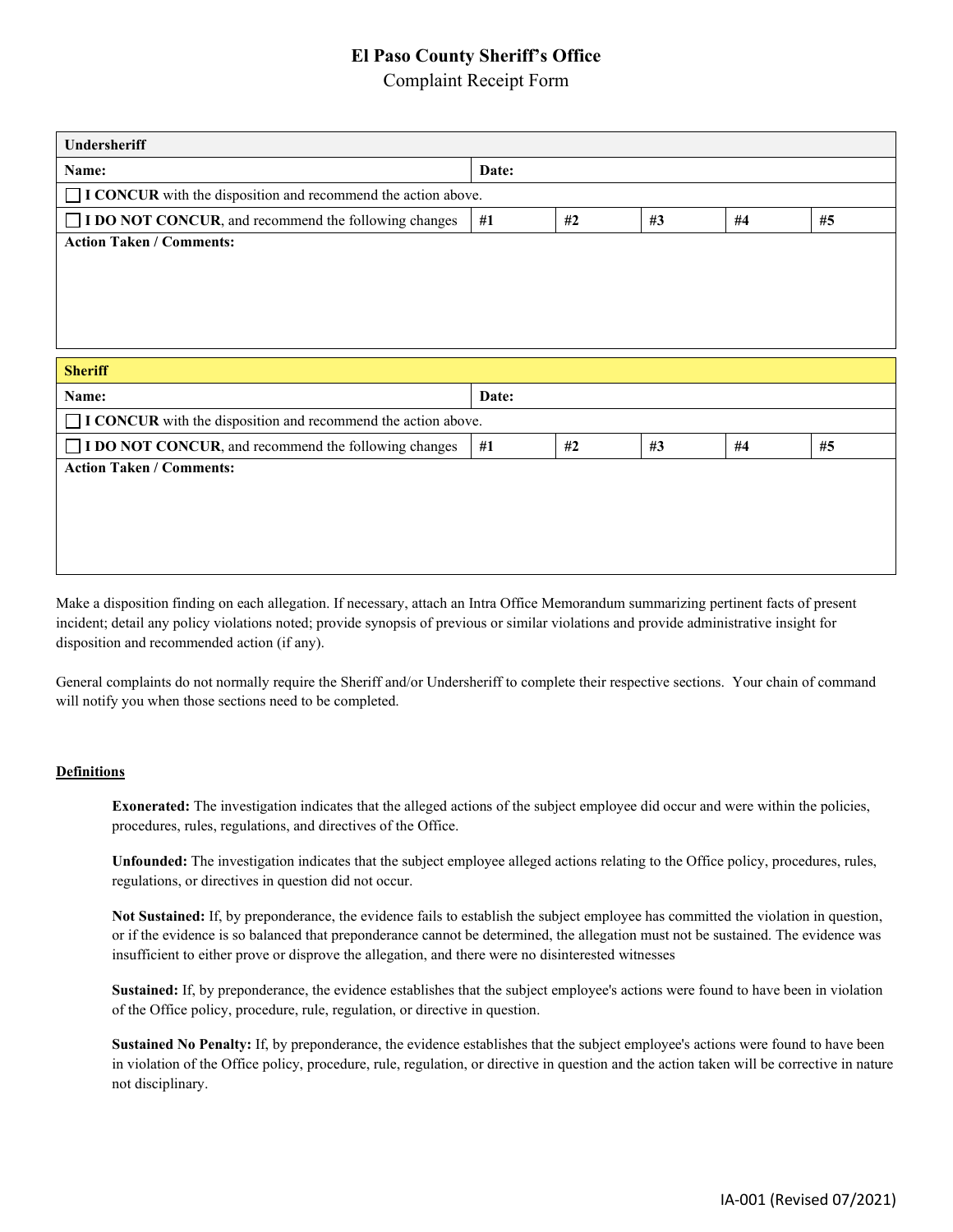# El Paso County Sheriff's Office

Complaint Receipt Form

| **Undersheriff** | | | | | |
|---|---|---|---|---|---|
| **Name:** | **Date:** | | | | |
| ☐ **I CONCUR** with the disposition and recommend the action above. | | | | | |
| ☐ **I DO NOT CONCUR**, and recommend the following changes | **#1** | **#2** | **#3** | **#4** | **#5** |
| **Action Taken / Comments:** | | | | | |

| **Sheriff** | | | | | |
|---|---|---|---|---|---|
| **Name:** | **Date:** | | | | |
| ☐ **I CONCUR** with the disposition and recommend the action above. | | | | | |
| ☐ **I DO NOT CONCUR**, and recommend the following changes | **#1** | **#2** | **#3** | **#4** | **#5** |
| **Action Taken / Comments:** | | | | | |

Make a disposition finding on each allegation. If necessary, attach an Intra Office Memorandum summarizing pertinent facts of present incident; detail any policy violations noted; provide synopsis of previous or similar violations and provide administrative insight for disposition and recommended action (if any).

General complaints do not normally require the Sheriff and/or Undersheriff to complete their respective sections. Your chain of command will notify you when those sections need to be completed.

## Definitions

**Exonerated:** The investigation indicates that the alleged actions of the subject employee did occur and were within the policies, procedures, rules, regulations, and directives of the Office.

**Unfounded:** The investigation indicates that the subject employee alleged actions relating to the Office policy, procedures, rules, regulations, or directives in question did not occur.

**Not Sustained:** If, by preponderance, the evidence fails to establish the subject employee has committed the violation in question, or if the evidence is so balanced that preponderance cannot be determined, the allegation must not be sustained. The evidence was insufficient to either prove or disprove the allegation, and there were no disinterested witnesses

**Sustained:** If, by preponderance, the evidence establishes that the subject employee's actions were found to have been in violation of the Office policy, procedure, rule, regulation, or directive in question.

**Sustained No Penalty:** If, by preponderance, the evidence establishes that the subject employee's actions were found to have been in violation of the Office policy, procedure, rule, regulation, or directive in question and the action taken will be corrective in nature not disciplinary.

IA-001 (Revised 07/2021)